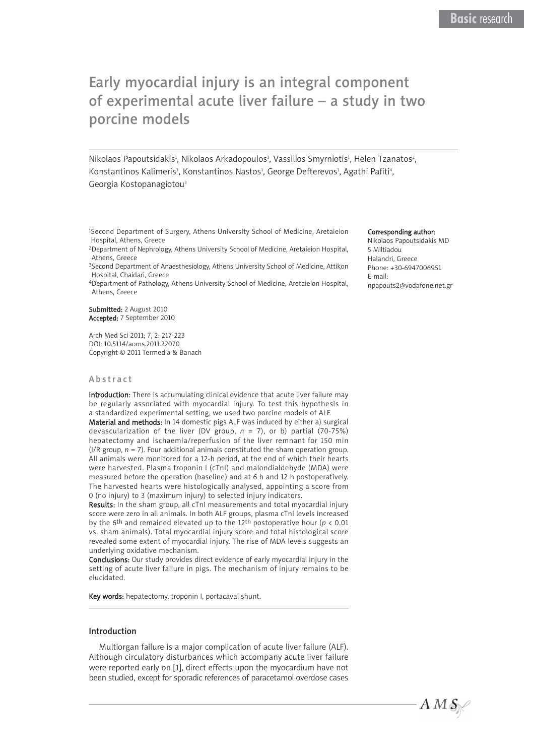Basic research

# Early myocardial injury is an integral component of experimental acute liver failure – a study in two porcine models

Nikolaos Papoutsidakis[1], Nikolaos Arkadopoulos[1], Vassilios Smyrniotis[1], Helen Tzanatos[2], Konstantinos Kalimeris[3], Konstantinos Nastos[1], George Defterevos[1], Agathi Pafiti[4], Georgia Kostopanagiotou[3]

[1]Second Department of Surgery, Athens University School of Medicine, Aretaieion Hospital, Athens, Greece
[2]Department of Nephrology, Athens University School of Medicine, Aretaieion Hospital, Athens, Greece
[3]Second Department of Anaesthesiology, Athens University School of Medicine, Attikon Hospital, Chaidari, Greece
[4]Department of Pathology, Athens University School of Medicine, Aretaieion Hospital, Athens, Greece

**Submitted:** 2 August 2010
**Accepted:** 7 September 2010

Arch Med Sci 2011; 7, 2: 217-223
DOI: 10.5114/aoms.2011.22070
Copyright © 2011 Termedia & Banach

**Corresponding author:**
Nikolaos Papoutsidakis MD
5 Miltiadou
Halandri, Greece
Phone: +30-6947006951
E-mail:
npapouts2@vodafone.net.gr

## Abstract

**Introduction:** There is accumulating clinical evidence that acute liver failure may be regularly associated with myocardial injury. To test this hypothesis in a standardized experimental setting, we used two porcine models of ALF.

**Material and methods:** In 14 domestic pigs ALF was induced by either a) surgical devascularization of the liver (DV group, *n* = 7), or b) partial (70-75%) hepatectomy and ischaemia/reperfusion of the liver remnant for 150 min (I/R group, *n* = 7). Four additional animals constituted the sham operation group. All animals were monitored for a 12-h period, at the end of which their hearts were harvested. Plasma troponin I (cTnI) and malondialdehyde (MDA) were measured before the operation (baseline) and at 6 h and 12 h postoperatively. The harvested hearts were histologically analysed, appointing a score from 0 (no injury) to 3 (maximum injury) to selected injury indicators.

**Results:** In the sham group, all cTnI measurements and total myocardial injury score were zero in all animals. In both ALF groups, plasma cTnI levels increased by the 6$^{th}$ and remained elevated up to the 12$^{th}$ postoperative hour ($p < 0.01$ vs. sham animals). Total myocardial injury score and total histological score revealed some extent of myocardial injury. The rise of MDA levels suggests an underlying oxidative mechanism.

**Conclusions:** Our study provides direct evidence of early myocardial injury in the setting of acute liver failure in pigs. The mechanism of injury remains to be elucidated.

**Key words:** hepatectomy, troponin I, portacaval shunt.

## Introduction

Multiorgan failure is a major complication of acute liver failure (ALF). Although circulatory disturbances which accompany acute liver failure were reported early on [1], direct effects upon the myocardium have not been studied, except for sporadic references of paracetamol overdose cases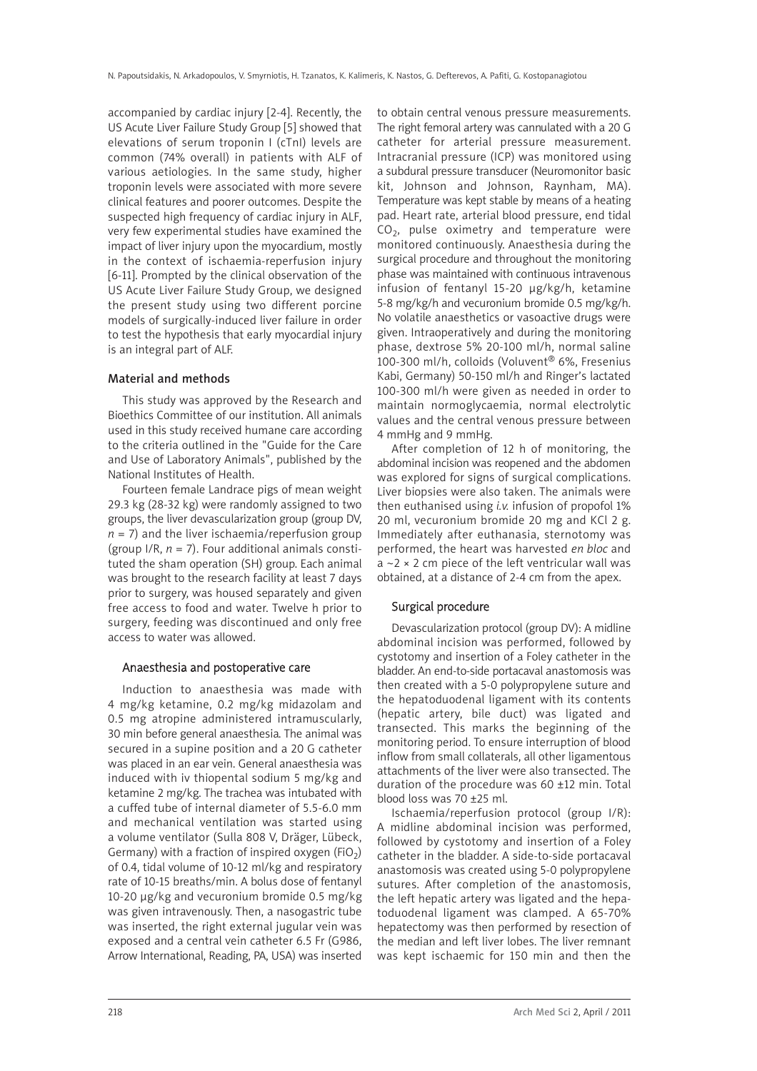accompanied by cardiac injury [2-4]. Recently, the US Acute Liver Failure Study Group [5] showed that elevations of serum troponin I (cTnI) levels are common (74% overall) in patients with ALF of various aetiologies. In the same study, higher troponin levels were associated with more severe clinical features and poorer outcomes. Despite the suspected high frequency of cardiac injury in ALF, very few experimental studies have examined the impact of liver injury upon the myocardium, mostly in the context of ischaemia-reperfusion injury [6-11]. Prompted by the clinical observation of the US Acute Liver Failure Study Group, we designed the present study using two different porcine models of surgically-induced liver failure in order to test the hypothesis that early myocardial injury is an integral part of ALF.

## Material and methods

This study was approved by the Research and Bioethics Committee of our institution. All animals used in this study received humane care according to the criteria outlined in the "Guide for the Care and Use of Laboratory Animals", published by the National Institutes of Health.

Fourteen female Landrace pigs of mean weight 29.3 kg (28-32 kg) were randomly assigned to two groups, the liver devascularization group (group DV, $n = 7$) and the liver ischaemia/reperfusion group (group I/R, $n = 7$). Four additional animals constituted the sham operation (SH) group. Each animal was brought to the research facility at least 7 days prior to surgery, was housed separately and given free access to food and water. Twelve h prior to surgery, feeding was discontinued and only free access to water was allowed.

### Anaesthesia and postoperative care

Induction to anaesthesia was made with 4 mg/kg ketamine, 0.2 mg/kg midazolam and 0.5 mg atropine administered intramuscularly, 30 min before general anaesthesia. The animal was secured in a supine position and a 20 G catheter was placed in an ear vein. General anaesthesia was induced with iv thiopental sodium 5 mg/kg and ketamine 2 mg/kg. The trachea was intubated with a cuffed tube of internal diameter of 5.5-6.0 mm and mechanical ventilation was started using a volume ventilator (Sulla 808 V, Dräger, Lübeck, Germany) with a fraction of inspired oxygen ($FiO_2$) of 0.4, tidal volume of 10-12 ml/kg and respiratory rate of 10-15 breaths/min. A bolus dose of fentanyl 10-20 µg/kg and vecuronium bromide 0.5 mg/kg was given intravenously. Then, a nasogastric tube was inserted, the right external jugular vein was exposed and a central vein catheter 6.5 Fr (G986, Arrow International, Reading, PA, USA) was inserted to obtain central venous pressure measurements. The right femoral artery was cannulated with a 20 G catheter for arterial pressure measurement. Intracranial pressure (ICP) was monitored using a subdural pressure transducer (Neuromonitor basic kit, Johnson and Johnson, Raynham, MA). Temperature was kept stable by means of a heating pad. Heart rate, arterial blood pressure, end tidal $CO_2$, pulse oximetry and temperature were monitored continuously. Anaesthesia during the surgical procedure and throughout the monitoring phase was maintained with continuous intravenous infusion of fentanyl 15-20 µg/kg/h, ketamine 5-8 mg/kg/h and vecuronium bromide 0.5 mg/kg/h. No volatile anaesthetics or vasoactive drugs were given. Intraoperatively and during the monitoring phase, dextrose 5% 20-100 ml/h, normal saline 100-300 ml/h, colloids (Voluvent® 6%, Fresenius Kabi, Germany) 50-150 ml/h and Ringer's lactated 100-300 ml/h were given as needed in order to maintain normoglycaemia, normal electrolytic values and the central venous pressure between 4 mmHg and 9 mmHg.

After completion of 12 h of monitoring, the abdominal incision was reopened and the abdomen was explored for signs of surgical complications. Liver biopsies were also taken. The animals were then euthanised using *i.v.* infusion of propofol 1% 20 ml, vecuronium bromide 20 mg and KCl 2 g. Immediately after euthanasia, sternotomy was performed, the heart was harvested *en bloc* and a ~2 × 2 cm piece of the left ventricular wall was obtained, at a distance of 2-4 cm from the apex.

### Surgical procedure

Devascularization protocol (group DV): A midline abdominal incision was performed, followed by cystotomy and insertion of a Foley catheter in the bladder. An end-to-side portacaval anastomosis was then created with a 5-0 polypropylene suture and the hepatoduodenal ligament with its contents (hepatic artery, bile duct) was ligated and transected. This marks the beginning of the monitoring period. To ensure interruption of blood inflow from small collaterals, all other ligamentous attachments of the liver were also transected. The duration of the procedure was 60 ±12 min. Total blood loss was 70 ±25 ml.

Ischaemia/reperfusion protocol (group I/R): A midline abdominal incision was performed, followed by cystotomy and insertion of a Foley catheter in the bladder. A side-to-side portacaval anastomosis was created using 5-0 polypropylene sutures. After completion of the anastomosis, the left hepatic artery was ligated and the hepatoduodenal ligament was clamped. A 65-70% hepatectomy was then performed by resection of the median and left liver lobes. The liver remnant was kept ischaemic for 150 min and then the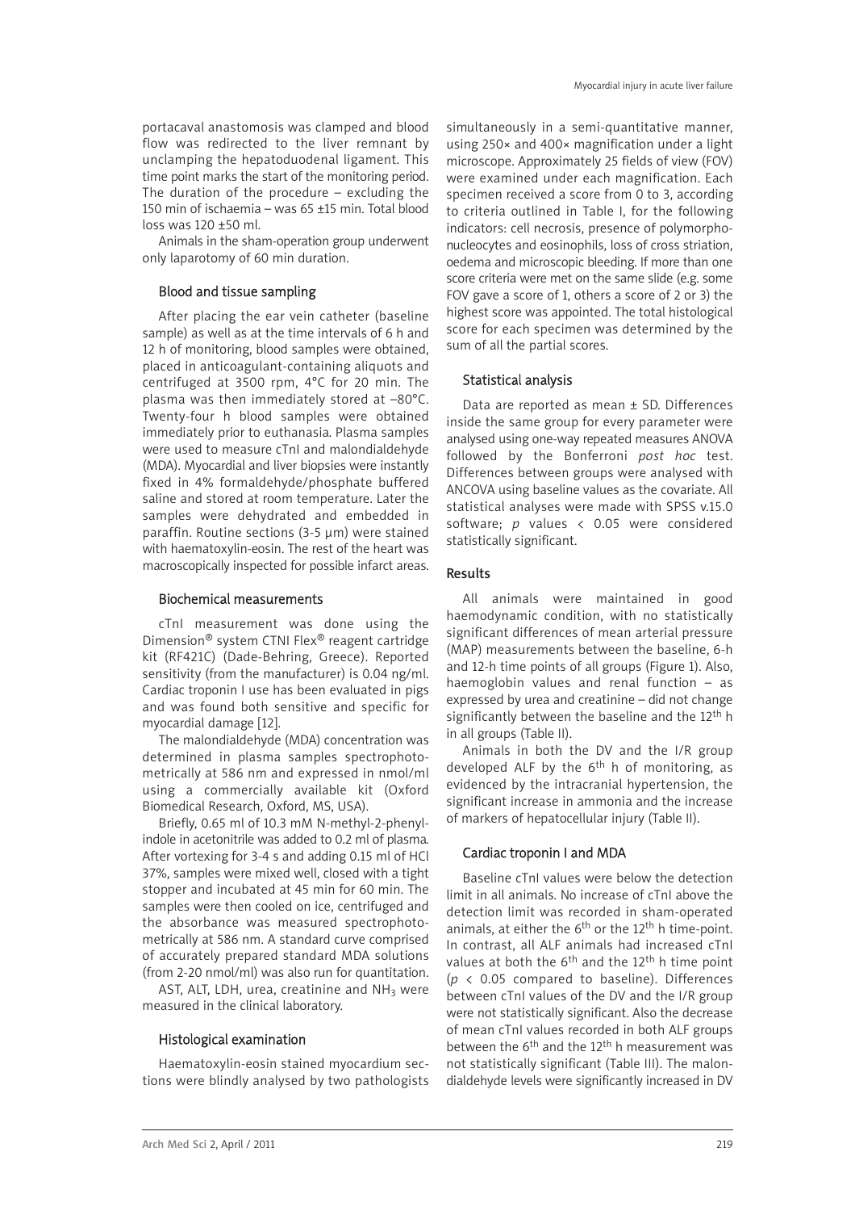portacaval anastomosis was clamped and blood flow was redirected to the liver remnant by unclamping the hepatoduodenal ligament. This time point marks the start of the monitoring period. The duration of the procedure – excluding the 150 min of ischaemia – was 65 ±15 min. Total blood loss was 120 ±50 ml.

Animals in the sham-operation group underwent only laparotomy of 60 min duration.

### Blood and tissue sampling

After placing the ear vein catheter (baseline sample) as well as at the time intervals of 6 h and 12 h of monitoring, blood samples were obtained, placed in anticoagulant-containing aliquots and centrifuged at 3500 rpm, 4°C for 20 min. The plasma was then immediately stored at –80°C. Twenty-four h blood samples were obtained immediately prior to euthanasia. Plasma samples were used to measure cTnI and malondialdehyde (MDA). Myocardial and liver biopsies were instantly fixed in 4% formaldehyde/phosphate buffered saline and stored at room temperature. Later the samples were dehydrated and embedded in paraffin. Routine sections (3-5 µm) were stained with haematoxylin-eosin. The rest of the heart was macroscopically inspected for possible infarct areas.

### Biochemical measurements

cTnI measurement was done using the Dimension® system CTNI Flex® reagent cartridge kit (RF421C) (Dade-Behring, Greece). Reported sensitivity (from the manufacturer) is 0.04 ng/ml. Cardiac troponin I use has been evaluated in pigs and was found both sensitive and specific for myocardial damage [12].

The malondialdehyde (MDA) concentration was determined in plasma samples spectrophotometrically at 586 nm and expressed in nmol/ml using a commercially available kit (Oxford Biomedical Research, Oxford, MS, USA).

Briefly, 0.65 ml of 10.3 mM N-methyl-2-phenylindole in acetonitrile was added to 0.2 ml of plasma. After vortexing for 3-4 s and adding 0.15 ml of HCl 37%, samples were mixed well, closed with a tight stopper and incubated at 45 min for 60 min. The samples were then cooled on ice, centrifuged and the absorbance was measured spectrophotometrically at 586 nm. A standard curve comprised of accurately prepared standard MDA solutions (from 2-20 nmol/ml) was also run for quantitation.

AST, ALT, LDH, urea, creatinine and $NH_3$ were measured in the clinical laboratory.

### Histological examination

Haematoxylin-eosin stained myocardium sections were blindly analysed by two pathologists simultaneously in a semi-quantitative manner, using 250× and 400× magnification under a light microscope. Approximately 25 fields of view (FOV) were examined under each magnification. Each specimen received a score from 0 to 3, according to criteria outlined in Table I, for the following indicators: cell necrosis, presence of polymorphonucleocytes and eosinophils, loss of cross striation, oedema and microscopic bleeding. If more than one score criteria were met on the same slide (e.g. some FOV gave a score of 1, others a score of 2 or 3) the highest score was appointed. The total histological score for each specimen was determined by the sum of all the partial scores.

### Statistical analysis

Data are reported as mean ± SD. Differences inside the same group for every parameter were analysed using one-way repeated measures ANOVA followed by the Bonferroni *post hoc* test. Differences between groups were analysed with ANCOVA using baseline values as the covariate. All statistical analyses were made with SPSS v.15.0 software; *p* values $< 0.05$ were considered statistically significant.

## Results

All animals were maintained in good haemodynamic condition, with no statistically significant differences of mean arterial pressure (MAP) measurements between the baseline, 6-h and 12-h time points of all groups (Figure 1). Also, haemoglobin values and renal function – as expressed by urea and creatinine – did not change significantly between the baseline and the 12[th] h in all groups (Table II).

Animals in both the DV and the I/R group developed ALF by the 6[th] h of monitoring, as evidenced by the intracranial hypertension, the significant increase in ammonia and the increase of markers of hepatocellular injury (Table II).

### Cardiac troponin I and MDA

Baseline cTnI values were below the detection limit in all animals. No increase of cTnI above the detection limit was recorded in sham-operated animals, at either the 6[th] or the 12[th] h time-point. In contrast, all ALF animals had increased cTnI values at both the 6[th] and the 12[th] h time point ($p < 0.05$ compared to baseline). Differences between cTnI values of the DV and the I/R group were not statistically significant. Also the decrease of mean cTnI values recorded in both ALF groups between the 6[th] and the 12[th] h measurement was not statistically significant (Table III). The malondialdehyde levels were significantly increased in DV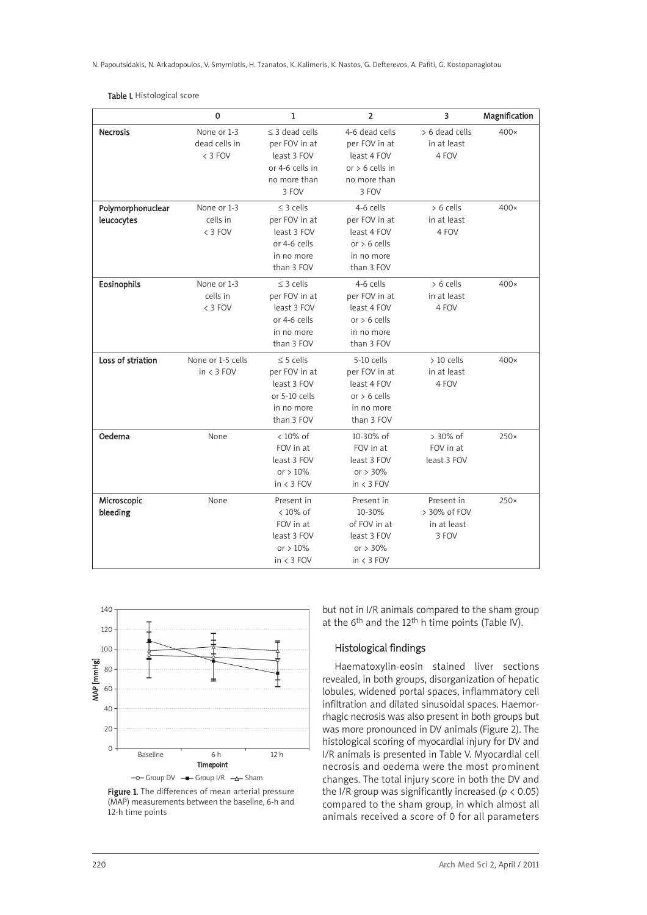Table I. Histological score

| | 0 | 1 | 2 | 3 | Magnification |
|---|---|---|---|---|---|
| **Necrosis** | None or 1-3 dead cells in < 3 FOV | ≤ 3 dead cells per FOV in at least 3 FOV or 4-6 cells in no more than 3 FOV | 4-6 dead cells per FOV in at least 4 FOV or > 6 cells in no more than 3 FOV | > 6 dead cells in at least 4 FOV | 400× |
| **Polymorphonuclear leucocytes** | None or 1-3 cells in < 3 FOV | ≤ 3 cells per FOV in at least 3 FOV or 4-6 cells in no more than 3 FOV | 4-6 cells per FOV in at least 4 FOV or > 6 cells in no more than 3 FOV | > 6 cells in at least 4 FOV | 400× |
| **Eosinophils** | None or 1-3 cells in < 3 FOV | ≤ 3 cells per FOV in at least 3 FOV or 4-6 cells in no more than 3 FOV | 4-6 cells per FOV in at least 4 FOV or > 6 cells in no more than 3 FOV | > 6 cells in at least 4 FOV | 400× |
| **Loss of striation** | None or 1-5 cells in < 3 FOV | ≤ 5 cells per FOV in at least 3 FOV or 5-10 cells in no more than 3 FOV | 5-10 cells per FOV in at least 4 FOV or > 6 cells in no more than 3 FOV | > 10 cells in at least 4 FOV | 400× |
| **Oedema** | None | < 10% of FOV in at least 3 FOV or > 10% in < 3 FOV | 10-30% of FOV in at least 3 FOV or > 30% in < 3 FOV | > 30% of FOV in at least 3 FOV | 250× |
| **Microscopic bleeding** | None | Present in < 10% of FOV in at least 3 FOV or > 10% in < 3 FOV | Present in 10-30% of FOV in at least 3 FOV or > 30% in < 3 FOV | Present in > 30% of FOV in at least 3 FOV | 250× |

Figure 1. The differences of mean arterial pressure (MAP) measurements between the baseline, 6-h and 12-h time points

but not in I/R animals compared to the sham group at the 6th and the 12th h time points (Table IV).

## Histological findings

Haematoxylin-eosin stained liver sections revealed, in both groups, disorganization of hepatic lobules, widened portal spaces, inflammatory cell infiltration and dilated sinusoidal spaces. Haemorrhagic necrosis was also present in both groups but was more pronounced in DV animals (Figure 2). The histological scoring of myocardial injury for DV and I/R animals is presented in Table V. Myocardial cell necrosis and oedema were the most prominent changes. The total injury score in both the DV and the I/R group was significantly increased ($p < 0.05$) compared to the sham group, in which almost all animals received a score of 0 for all parameters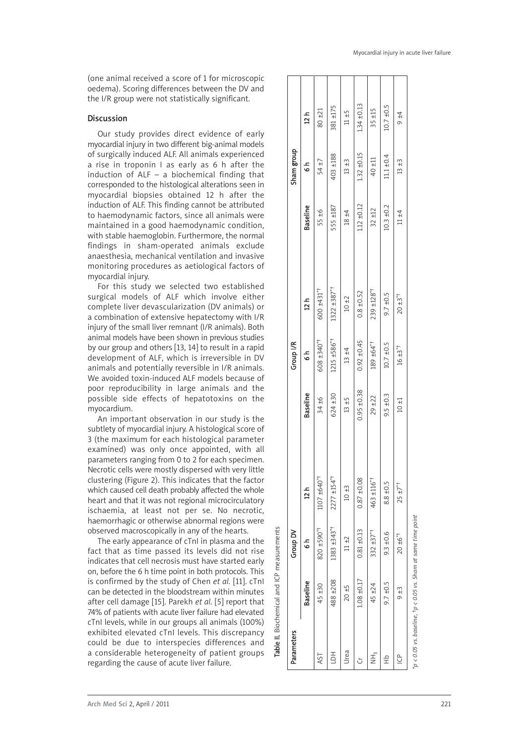(one animal received a score of 1 for microscopic oedema). Scoring differences between the DV and the I/R group were not statistically significant.

## Discussion

Our study provides direct evidence of early myocardial injury in two different big-animal models of surgically induced ALF. All animals experienced a rise in troponin I as early as 6 h after the induction of ALF – a biochemical finding that corresponded to the histological alterations seen in myocardial biopsies obtained 12 h after the induction of ALF. This finding cannot be attributed to haemodynamic factors, since all animals were maintained in a good haemodynamic condition, with stable haemoglobin. Furthermore, the normal findings in sham-operated animals exclude anaesthesia, mechanical ventilation and invasive monitoring procedures as aetiological factors of myocardial injury.

For this study we selected two established surgical models of ALF which involve either complete liver devascularization (DV animals) or a combination of extensive hepatectomy with I/R injury of the small liver remnant (I/R animals). Both animal models have been shown in previous studies by our group and others [13, 14] to result in a rapid development of ALF, which is irreversible in DV animals and potentially reversible in I/R animals. We avoided toxin-induced ALF models because of poor reproducibility in large animals and the possible side effects of hepatotoxins on the myocardium.

An important observation in our study is the subtlety of myocardial injury. A histological score of 3 (the maximum for each histological parameter examined) was only once appointed, with all parameters ranging from 0 to 2 for each specimen. Necrotic cells were mostly dispersed with very little clustering (Figure 2). This indicates that the factor which caused cell death probably affected the whole heart and that it was not regional microcirculatory ischaemia, at least not per se. No necrotic, haemorrhagic or otherwise abnormal regions were observed macroscopically in any of the hearts.

The early appearance of cTnI in plasma and the fact that as time passed its levels did not rise indicates that cell necrosis must have started early on, before the 6 h time point in both protocols. This is confirmed by the study of Chen *et al.* [11]. cTnI can be detected in the bloodstream within minutes after cell damage [15]. Parekh *et al.* [5] report that 74% of patients with acute liver failure had elevated cTnI levels, while in our groups all animals (100%) exhibited elevated cTnI levels. This discrepancy could be due to interspecies differences and a considerable heterogeneity of patient groups regarding the cause of acute liver failure.

**Table II.** Biochemical and ICP measurements

| Parameters | Group DV | | | Group I/R | | | Sham group | | |
|---|---|---|---|---|---|---|---|---|---|
| | Baseline | 6 h | 12 h | Baseline | 6 h | 12 h | Baseline | 6 h | 12 h |
| AST | 45 ±30 | 820 ±590*† | 1107 ±640*† | 34 ±6 | 608 ±340*† | 600 ±431*† | 55 ±6 | 54 ±7 | 80 ±21 |
| LDH | 488 ±208 | 1383 ±343*† | 2277 ±154*† | 624 ±30 | 1215 ±586*† | 1322 ±387*† | 555 ±187 | 403 ±188 | 381 ±175 |
| Urea | 20 ±5 | 11 ±2 | 10 ±3 | 13 ±5 | 13 ±4 | 10 ±2 | 18 ±4 | 13 ±3 | 11 ±5 |
| Cr | 1.08 ±0.17 | 0.81 ±0.13 | 0.87 ±0.08 | 0.95 ±0.38 | 0.92 ±0.45 | 0.8 ±0.52 | 1.12 ±0.12 | 1.32 ±0.15 | 1.34 ±0.13 |
| $NH_3$ | 45 ±24 | 332 ±37*† | 463 ±116*† | 29 ±22 | 189 ±64*† | 239 ±128*† | 32 ±12 | 40 ±11 | 35 ±15 |
| Hb | 9.7 ±0.5 | 9.3 ±0.6 | 8.8 ±0.5 | 9.5 ±0.3 | 10.7 ±0.5 | 9.7 ±0.5 | 10.3 ±0.2 | 11.1 ±0.4 | 10.7 ±0.5 |
| ICP | 9 ±3 | 20 ±6*† | 25 ±7*† | 10 ±1 | 16 ±3*† | 20 ±3*† | 11 ±4 | 13 ±3 | 9 ±4 |

*$p < 0.05$ vs. baseline, †$p < 0.05$ vs. Sham at same time point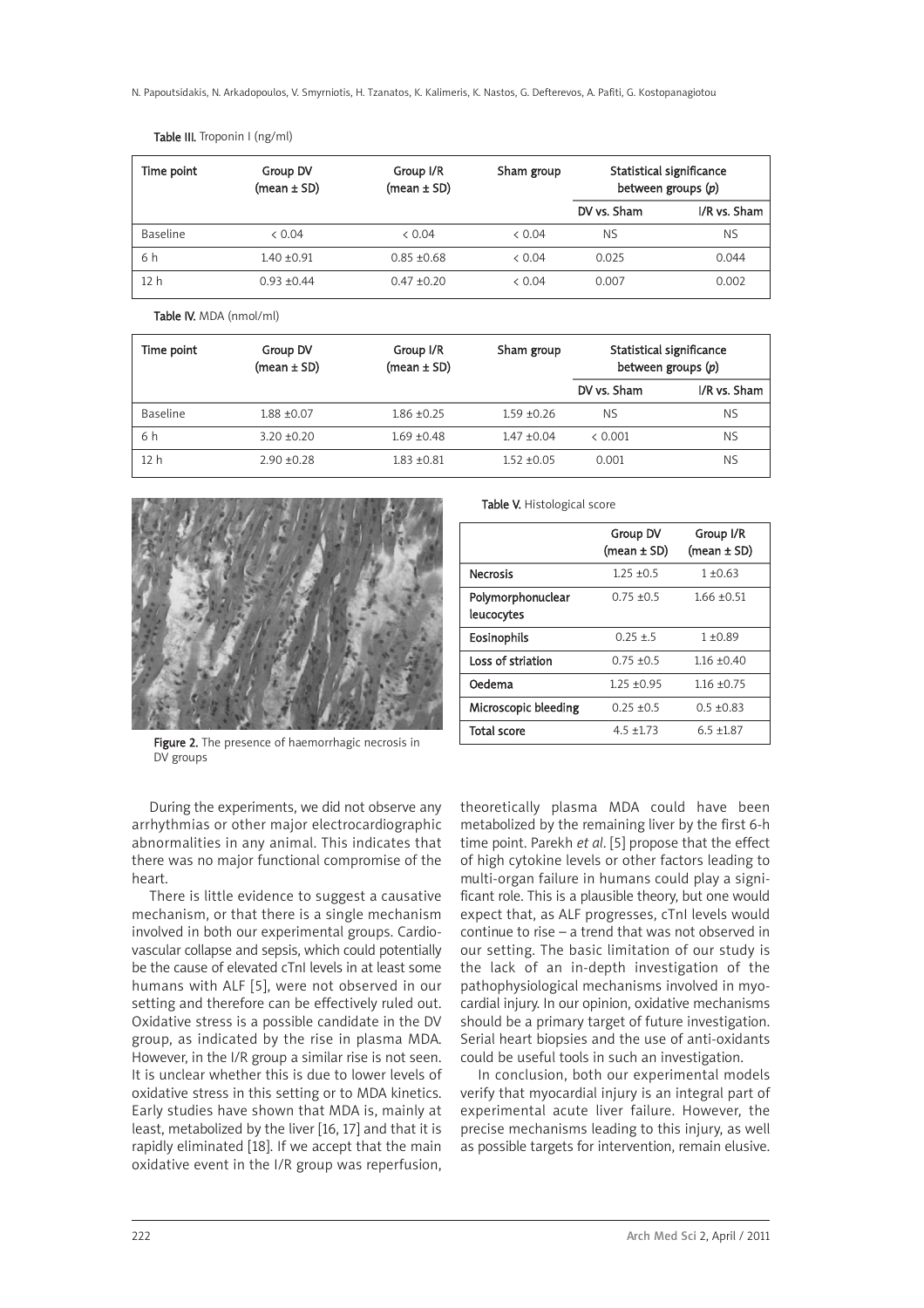Table III. Troponin I (ng/ml)

| Time point | Group DV (mean ± SD) | Group I/R (mean ± SD) | Sham group | Statistical significance between groups (*p*) | |
|---|---|---|---|---|---|
| | | | | DV vs. Sham | I/R vs. Sham |
| Baseline | < 0.04 | < 0.04 | < 0.04 | NS | NS |
| 6 h | 1.40 ±0.91 | 0.85 ±0.68 | < 0.04 | 0.025 | 0.044 |
| 12 h | 0.93 ±0.44 | 0.47 ±0.20 | < 0.04 | 0.007 | 0.002 |

Table IV. MDA (nmol/ml)

| Time point | Group DV (mean ± SD) | Group I/R (mean ± SD) | Sham group | Statistical significance between groups (*p*) | |
|---|---|---|---|---|---|
| | | | | DV vs. Sham | I/R vs. Sham |
| Baseline | 1.88 ±0.07 | 1.86 ±0.25 | 1.59 ±0.26 | NS | NS |
| 6 h | 3.20 ±0.20 | 1.69 ±0.48 | 1.47 ±0.04 | < 0.001 | NS |
| 12 h | 2.90 ±0.28 | 1.83 ±0.81 | 1.52 ±0.05 | 0.001 | NS |

Figure 2. The presence of haemorrhagic necrosis in DV groups

Table V. Histological score

| | Group DV (mean ± SD) | Group I/R (mean ± SD) |
|---|---|---|
| Necrosis | 1.25 ±0.5 | 1 ±0.63 |
| Polymorphonuclear leucocytes | 0.75 ±0.5 | 1.66 ±0.51 |
| Eosinophils | 0.25 ±.5 | 1 ±0.89 |
| Loss of striation | 0.75 ±0.5 | 1.16 ±0.40 |
| Oedema | 1.25 ±0.95 | 1.16 ±0.75 |
| Microscopic bleeding | 0.25 ±0.5 | 0.5 ±0.83 |
| Total score | 4.5 ±1.73 | 6.5 ±1.87 |

During the experiments, we did not observe any arrhythmias or other major electrocardiographic abnormalities in any animal. This indicates that there was no major functional compromise of the heart.

There is little evidence to suggest a causative mechanism, or that there is a single mechanism involved in both our experimental groups. Cardiovascular collapse and sepsis, which could potentially be the cause of elevated cTnI levels in at least some humans with ALF [5], were not observed in our setting and therefore can be effectively ruled out. Oxidative stress is a possible candidate in the DV group, as indicated by the rise in plasma MDA. However, in the I/R group a similar rise is not seen. It is unclear whether this is due to lower levels of oxidative stress in this setting or to MDA kinetics. Early studies have shown that MDA is, mainly at least, metabolized by the liver [16, 17] and that it is rapidly eliminated [18]. If we accept that the main oxidative event in the I/R group was reperfusion, theoretically plasma MDA could have been metabolized by the remaining liver by the first 6-h time point. Parekh *et al*. [5] propose that the effect of high cytokine levels or other factors leading to multi-organ failure in humans could play a significant role. This is a plausible theory, but one would expect that, as ALF progresses, cTnI levels would continue to rise – a trend that was not observed in our setting. The basic limitation of our study is the lack of an in-depth investigation of the pathophysiological mechanisms involved in myocardial injury. In our opinion, oxidative mechanisms should be a primary target of future investigation. Serial heart biopsies and the use of anti-oxidants could be useful tools in such an investigation.

In conclusion, both our experimental models verify that myocardial injury is an integral part of experimental acute liver failure. However, the precise mechanisms leading to this injury, as well as possible targets for intervention, remain elusive.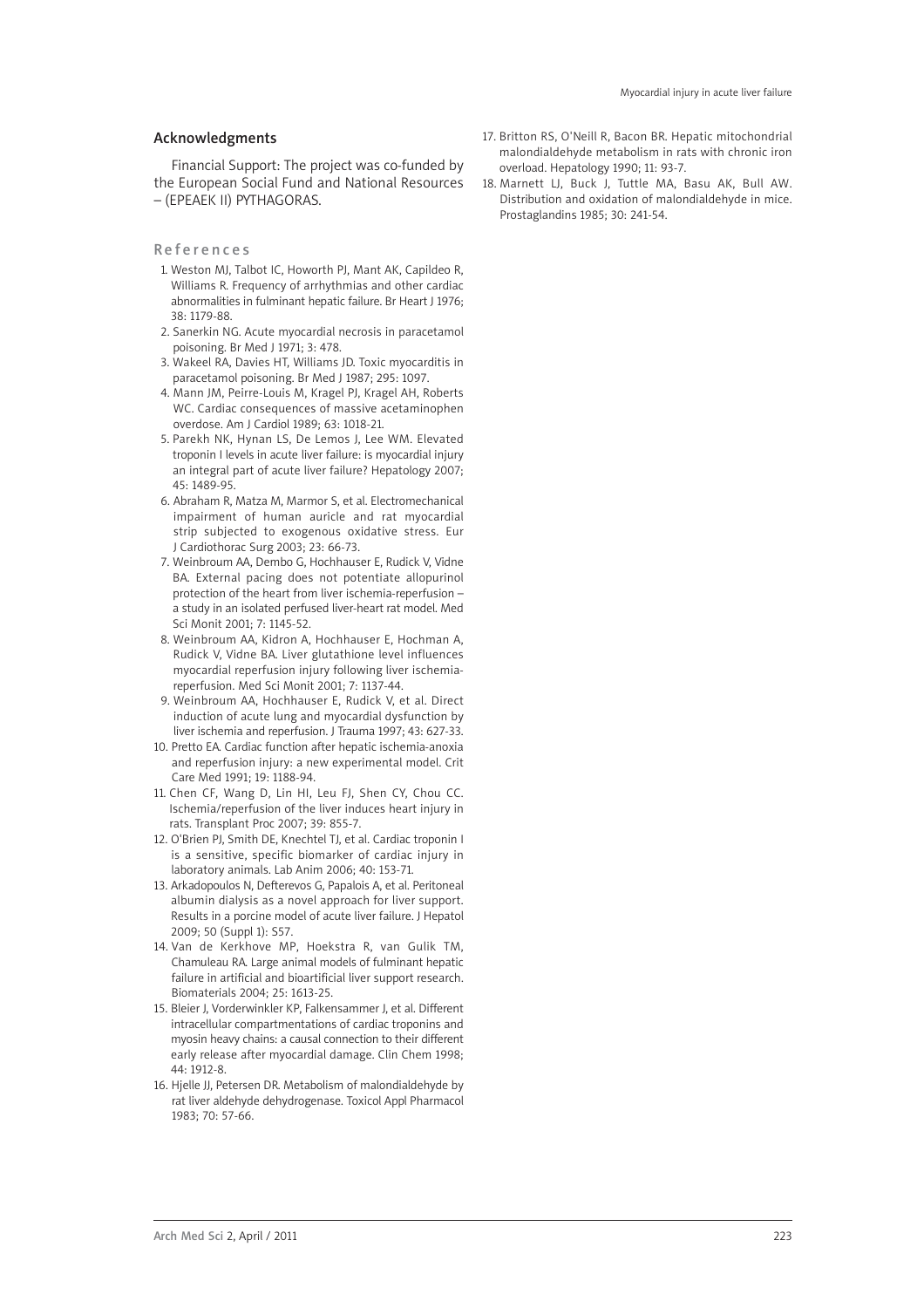## Acknowledgments

Financial Support: The project was co-funded by the European Social Fund and National Resources – (EPEAEK II) PYTHAGORAS.

## References

1. Weston MJ, Talbot IC, Howorth PJ, Mant AK, Capildeo R, Williams R. Frequency of arrhythmias and other cardiac abnormalities in fulminant hepatic failure. Br Heart J 1976; 38: 1179-88.
2. Sanerkin NG. Acute myocardial necrosis in paracetamol poisoning. Br Med J 1971; 3: 478.
3. Wakeel RA, Davies HT, Williams JD. Toxic myocarditis in paracetamol poisoning. Br Med J 1987; 295: 1097.
4. Mann JM, Peirre-Louis M, Kragel PJ, Kragel AH, Roberts WC. Cardiac consequences of massive acetaminophen overdose. Am J Cardiol 1989; 63: 1018-21.
5. Parekh NK, Hynan LS, De Lemos J, Lee WM. Elevated troponin I levels in acute liver failure: is myocardial injury an integral part of acute liver failure? Hepatology 2007; 45: 1489-95.
6. Abraham R, Matza M, Marmor S, et al. Electromechanical impairment of human auricle and rat myocardial strip subjected to exogenous oxidative stress. Eur J Cardiothorac Surg 2003; 23: 66-73.
7. Weinbroum AA, Dembo G, Hochhauser E, Rudick V, Vidne BA. External pacing does not potentiate allopurinol protection of the heart from liver ischemia-reperfusion – a study in an isolated perfused liver-heart rat model. Med Sci Monit 2001; 7: 1145-52.
8. Weinbroum AA, Kidron A, Hochhauser E, Hochman A, Rudick V, Vidne BA. Liver glutathione level influences myocardial reperfusion injury following liver ischemia-reperfusion. Med Sci Monit 2001; 7: 1137-44.
9. Weinbroum AA, Hochhauser E, Rudick V, et al. Direct induction of acute lung and myocardial dysfunction by liver ischemia and reperfusion. J Trauma 1997; 43: 627-33.
10. Pretto EA. Cardiac function after hepatic ischemia-anoxia and reperfusion injury: a new experimental model. Crit Care Med 1991; 19: 1188-94.
11. Chen CF, Wang D, Lin HI, Leu FJ, Shen CY, Chou CC. Ischemia/reperfusion of the liver induces heart injury in rats. Transplant Proc 2007; 39: 855-7.
12. O'Brien PJ, Smith DE, Knechtel TJ, et al. Cardiac troponin I is a sensitive, specific biomarker of cardiac injury in laboratory animals. Lab Anim 2006; 40: 153-71.
13. Arkadopoulos N, Defterevos G, Papalois A, et al. Peritoneal albumin dialysis as a novel approach for liver support. Results in a porcine model of acute liver failure. J Hepatol 2009; 50 (Suppl 1): S57.
14. Van de Kerkhove MP, Hoekstra R, van Gulik TM, Chamuleau RA. Large animal models of fulminant hepatic failure in artificial and bioartificial liver support research. Biomaterials 2004; 25: 1613-25.
15. Bleier J, Vorderwinkler KP, Falkensammer J, et al. Different intracellular compartmentations of cardiac troponins and myosin heavy chains: a causal connection to their different early release after myocardial damage. Clin Chem 1998; 44: 1912-8.
16. Hjelle JJ, Petersen DR. Metabolism of malondialdehyde by rat liver aldehyde dehydrogenase. Toxicol Appl Pharmacol 1983; 70: 57-66.
17. Britton RS, O'Neill R, Bacon BR. Hepatic mitochondrial malondialdehyde metabolism in rats with chronic iron overload. Hepatology 1990; 11: 93-7.
18. Marnett LJ, Buck J, Tuttle MA, Basu AK, Bull AW. Distribution and oxidation of malondialdehyde in mice. Prostaglandins 1985; 30: 241-54.